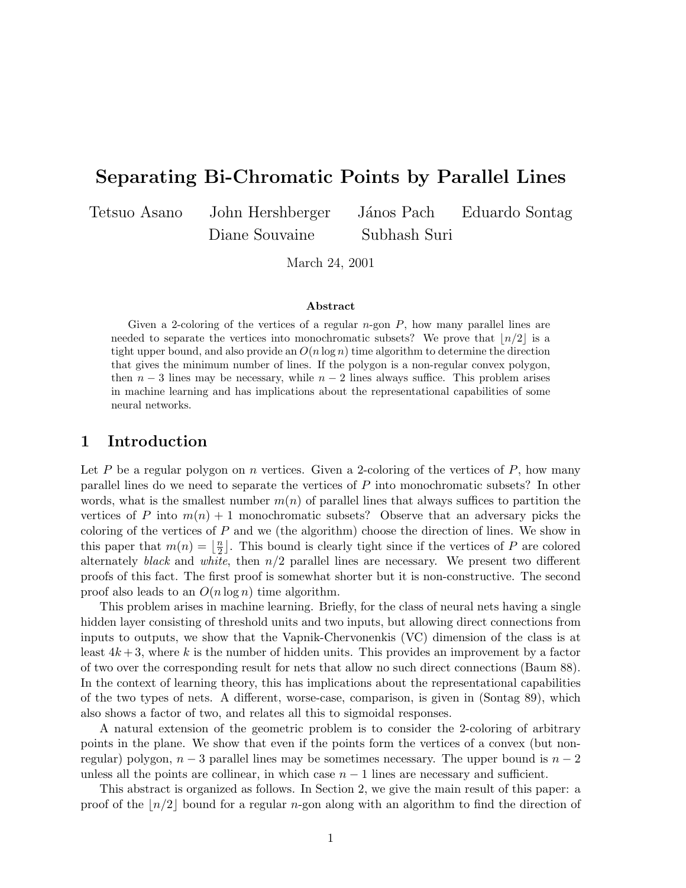# Separating Bi-Chromatic Points by Parallel Lines

Tetsuo Asano John Hershberger János Pach Eduardo Sontag
Diane Souvaine Subhash Suri

March 24, 2001

### Abstract

Given a 2-coloring of the vertices of a regular $n$-gon $P$, how many parallel lines are needed to separate the vertices into monochromatic subsets? We prove that $\lfloor n/2 \rfloor$ is a tight upper bound, and also provide an $O(n \log n)$ time algorithm to determine the direction that gives the minimum number of lines. If the polygon is a non-regular convex polygon, then $n-3$ lines may be necessary, while $n-2$ lines always suffice. This problem arises in machine learning and has implications about the representational capabilities of some neural networks.

## 1 Introduction

Let $P$ be a regular polygon on $n$ vertices. Given a 2-coloring of the vertices of $P$, how many parallel lines do we need to separate the vertices of $P$ into monochromatic subsets? In other words, what is the smallest number $m(n)$ of parallel lines that always suffices to partition the vertices of $P$ into $m(n)+1$ monochromatic subsets? Observe that an adversary picks the coloring of the vertices of $P$ and we (the algorithm) choose the direction of lines. We show in this paper that $m(n) = \lfloor \frac{n}{2} \rfloor$. This bound is clearly tight since if the vertices of $P$ are colored alternately *black* and *white*, then $n/2$ parallel lines are necessary. We present two different proofs of this fact. The first proof is somewhat shorter but it is non-constructive. The second proof also leads to an $O(n \log n)$ time algorithm.

This problem arises in machine learning. Briefly, for the class of neural nets having a single hidden layer consisting of threshold units and two inputs, but allowing direct connections from inputs to outputs, we show that the Vapnik-Chervonenkis (VC) dimension of the class is at least $4k+3$, where $k$ is the number of hidden units. This provides an improvement by a factor of two over the corresponding result for nets that allow no such direct connections (Baum 88). In the context of learning theory, this has implications about the representational capabilities of the two types of nets. A different, worse-case, comparison, is given in (Sontag 89), which also shows a factor of two, and relates all this to sigmoidal responses.

A natural extension of the geometric problem is to consider the 2-coloring of arbitrary points in the plane. We show that even if the points form the vertices of a convex (but non-regular) polygon, $n-3$ parallel lines may be sometimes necessary. The upper bound is $n-2$ unless all the points are collinear, in which case $n-1$ lines are necessary and sufficient.

This abstract is organized as follows. In Section 2, we give the main result of this paper: a proof of the $\lfloor n/2 \rfloor$ bound for a regular $n$-gon along with an algorithm to find the direction of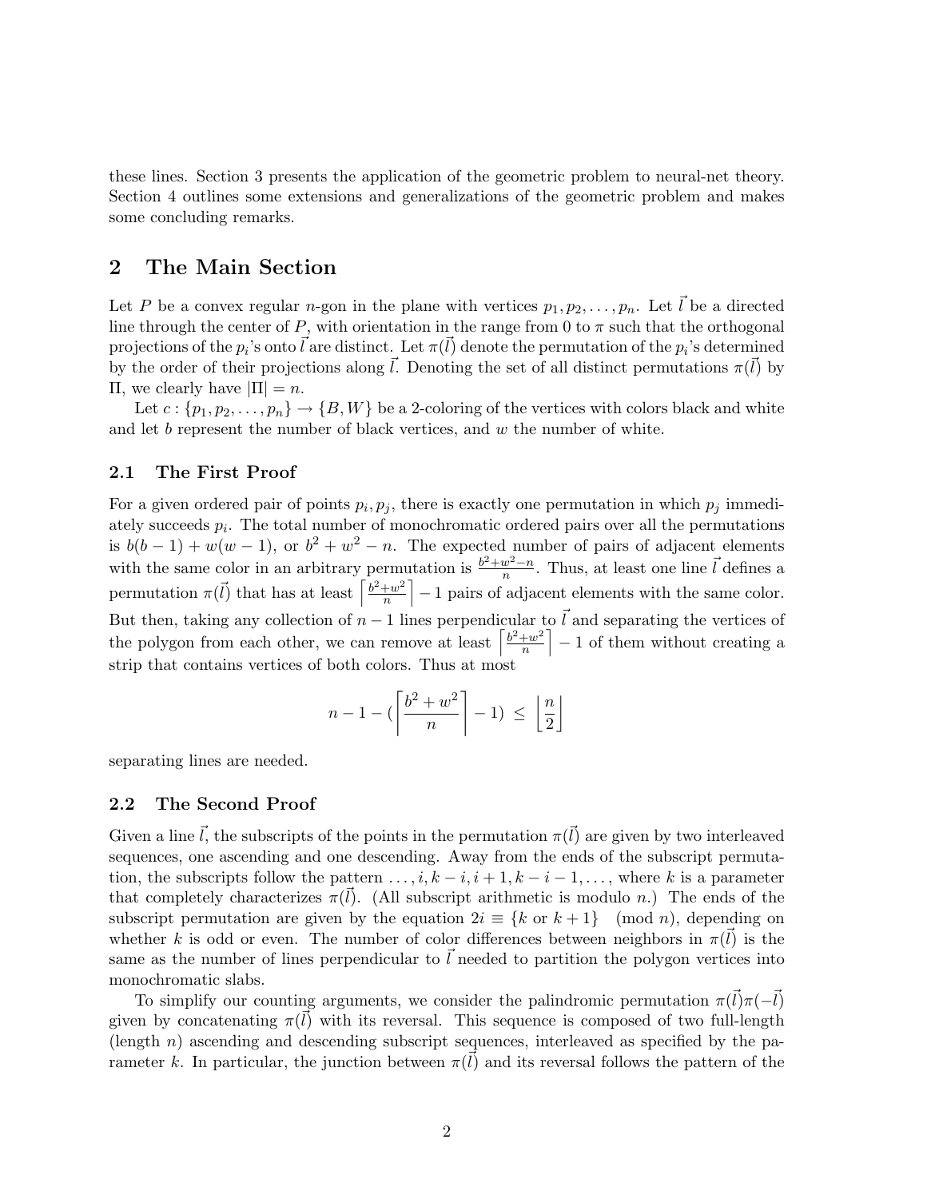these lines. Section 3 presents the application of the geometric problem to neural-net theory. Section 4 outlines some extensions and generalizations of the geometric problem and makes some concluding remarks.

## 2 The Main Section

Let $P$ be a convex regular $n$-gon in the plane with vertices $p_1, p_2, \ldots, p_n$. Let $\vec{l}$ be a directed line through the center of $P$, with orientation in the range from 0 to $\pi$ such that the orthogonal projections of the $p_i$'s onto $\vec{l}$ are distinct. Let $\pi(\vec{l})$ denote the permutation of the $p_i$'s determined by the order of their projections along $\vec{l}$. Denoting the set of all distinct permutations $\pi(\vec{l})$ by $\Pi$, we clearly have $|\Pi| = n$.

Let $c : \{p_1, p_2, \ldots, p_n\} \to \{B, W\}$ be a 2-coloring of the vertices with colors black and white and let $b$ represent the number of black vertices, and $w$ the number of white.

### 2.1 The First Proof

For a given ordered pair of points $p_i, p_j$, there is exactly one permutation in which $p_j$ immediately succeeds $p_i$. The total number of monochromatic ordered pairs over all the permutations is $b(b-1) + w(w-1)$, or $b^2 + w^2 - n$. The expected number of pairs of adjacent elements with the same color in an arbitrary permutation is $\frac{b^2+w^2-n}{n}$. Thus, at least one line $\vec{l}$ defines a permutation $\pi(\vec{l})$ that has at least $\left\lceil \frac{b^2+w^2}{n} \right\rceil - 1$ pairs of adjacent elements with the same color. But then, taking any collection of $n-1$ lines perpendicular to $\vec{l}$ and separating the vertices of the polygon from each other, we can remove at least $\left\lceil \frac{b^2+w^2}{n} \right\rceil - 1$ of them without creating a strip that contains vertices of both colors. Thus at most

$$n - 1 - \left( \left\lceil \frac{b^2+w^2}{n} \right\rceil - 1 \right) \;\leq\; \left\lfloor \frac{n}{2} \right\rfloor$$

separating lines are needed.

### 2.2 The Second Proof

Given a line $\vec{l}$, the subscripts of the points in the permutation $\pi(\vec{l})$ are given by two interleaved sequences, one ascending and one descending. Away from the ends of the subscript permutation, the subscripts follow the pattern $\ldots, i, k-i, i+1, k-i-1, \ldots$, where $k$ is a parameter that completely characterizes $\pi(\vec{l})$. (All subscript arithmetic is modulo $n$.) The ends of the subscript permutation are given by the equation $2i \equiv \{k \text{ or } k+1\} \pmod{n}$, depending on whether $k$ is odd or even. The number of color differences between neighbors in $\pi(\vec{l})$ is the same as the number of lines perpendicular to $\vec{l}$ needed to partition the polygon vertices into monochromatic slabs.

To simplify our counting arguments, we consider the palindromic permutation $\pi(\vec{l})\pi(-\vec{l})$ given by concatenating $\pi(\vec{l})$ with its reversal. This sequence is composed of two full-length (length $n$) ascending and descending subscript sequences, interleaved as specified by the parameter $k$. In particular, the junction between $\pi(\vec{l})$ and its reversal follows the pattern of the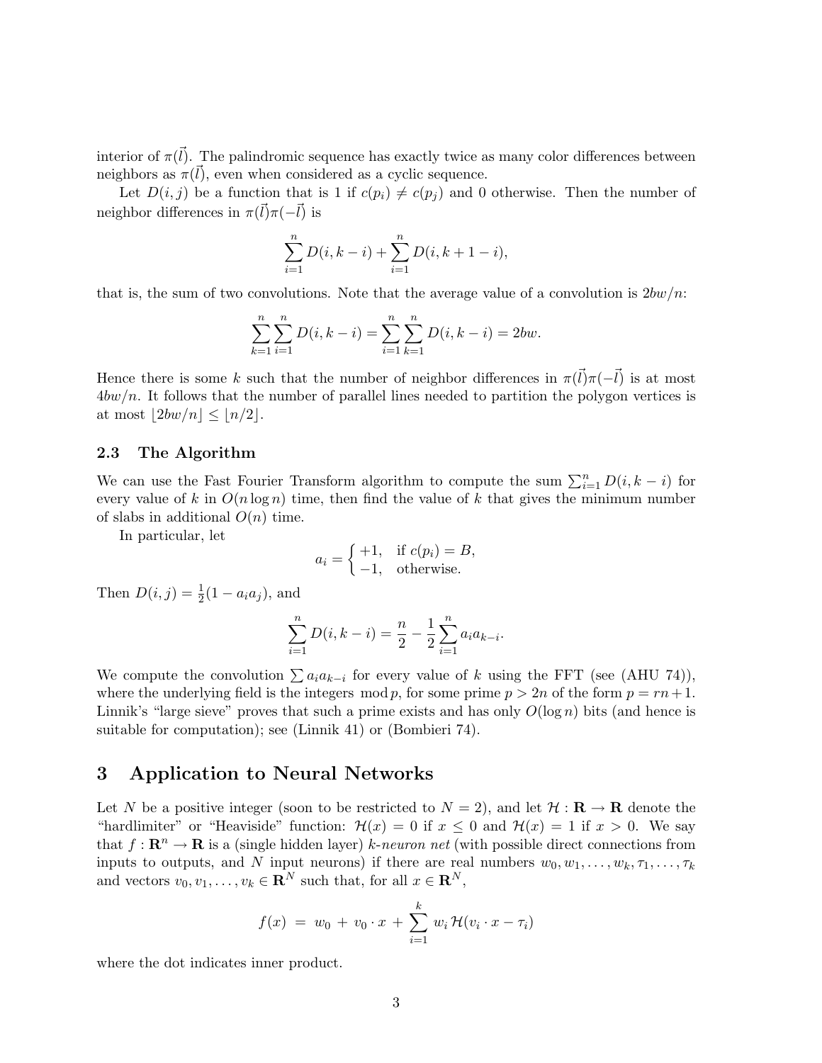interior of $\pi(\vec{l})$. The palindromic sequence has exactly twice as many color differences between neighbors as $\pi(\vec{l})$, even when considered as a cyclic sequence.

Let $D(i,j)$ be a function that is 1 if $c(p_i) \neq c(p_j)$ and 0 otherwise. Then the number of neighbor differences in $\pi(\vec{l})\pi(-\vec{l})$ is

$$\sum_{i=1}^{n} D(i, k-i) + \sum_{i=1}^{n} D(i, k+1-i),$$

that is, the sum of two convolutions. Note that the average value of a convolution is $2bw/n$:

$$\sum_{k=1}^{n}\sum_{i=1}^{n} D(i, k-i) = \sum_{i=1}^{n}\sum_{k=1}^{n} D(i, k-i) = 2bw.$$

Hence there is some $k$ such that the number of neighbor differences in $\pi(\vec{l})\pi(-\vec{l})$ is at most $4bw/n$. It follows that the number of parallel lines needed to partition the polygon vertices is at most $\lfloor 2bw/n \rfloor \leq \lfloor n/2 \rfloor$.

### 2.3 The Algorithm

We can use the Fast Fourier Transform algorithm to compute the sum $\sum_{i=1}^{n} D(i, k-i)$ for every value of $k$ in $O(n \log n)$ time, then find the value of $k$ that gives the minimum number of slabs in additional $O(n)$ time.

In particular, let

$$a_i = \begin{cases} +1, & \text{if } c(p_i) = B, \\ -1, & \text{otherwise.} \end{cases}$$

Then $D(i,j) = \frac{1}{2}(1 - a_i a_j)$, and

$$\sum_{i=1}^{n} D(i, k-i) = \frac{n}{2} - \frac{1}{2}\sum_{i=1}^{n} a_i a_{k-i}.$$

We compute the convolution $\sum a_i a_{k-i}$ for every value of $k$ using the FFT (see (AHU 74)), where the underlying field is the integers $\bmod\, p$, for some prime $p > 2n$ of the form $p = rn+1$. Linnik's "large sieve" proves that such a prime exists and has only $O(\log n)$ bits (and hence is suitable for computation); see (Linnik 41) or (Bombieri 74).

## 3 Application to Neural Networks

Let $N$ be a positive integer (soon to be restricted to $N = 2$), and let $\mathcal{H} : \mathbf{R} \to \mathbf{R}$ denote the "hardlimiter" or "Heaviside" function: $\mathcal{H}(x) = 0$ if $x \leq 0$ and $\mathcal{H}(x) = 1$ if $x > 0$. We say that $f : \mathbf{R}^n \to \mathbf{R}$ is a (single hidden layer) *k-neuron net* (with possible direct connections from inputs to outputs, and $N$ input neurons) if there are real numbers $w_0, w_1, \ldots, w_k, \tau_1, \ldots, \tau_k$ and vectors $v_0, v_1, \ldots, v_k \in \mathbf{R}^N$ such that, for all $x \in \mathbf{R}^N$,

$$f(x) \;=\; w_0 \;+\; v_0 \cdot x \;+\; \sum_{i=1}^{k} w_i\, \mathcal{H}(v_i \cdot x - \tau_i)$$

where the dot indicates inner product.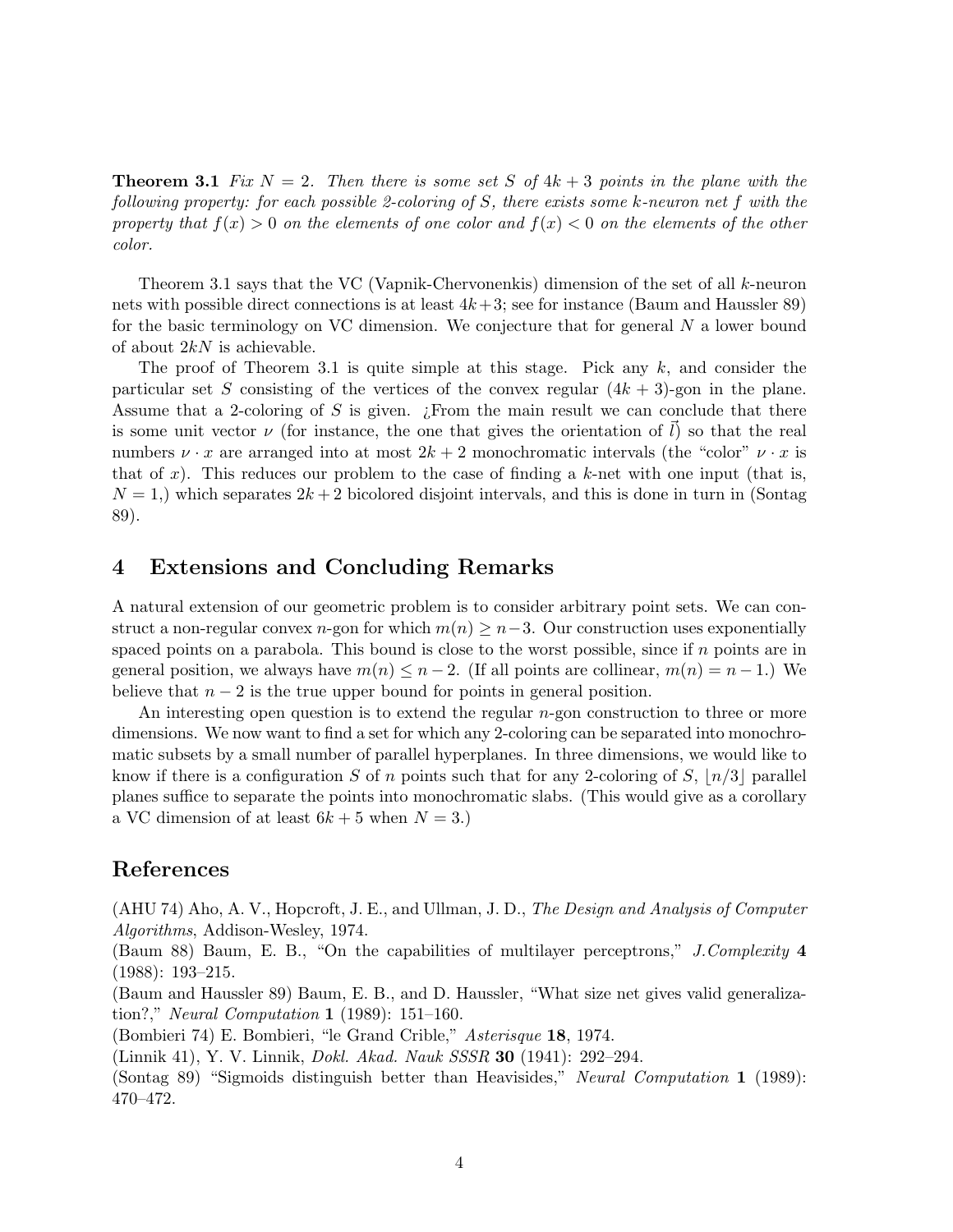**Theorem 3.1** *Fix $N = 2$. Then there is some set $S$ of $4k+3$ points in the plane with the following property: for each possible 2-coloring of $S$, there exists some $k$-neuron net $f$ with the property that $f(x) > 0$ on the elements of one color and $f(x) < 0$ on the elements of the other color.*

Theorem 3.1 says that the VC (Vapnik-Chervonenkis) dimension of the set of all $k$-neuron nets with possible direct connections is at least $4k+3$; see for instance (Baum and Haussler 89) for the basic terminology on VC dimension. We conjecture that for general $N$ a lower bound of about $2kN$ is achievable.

The proof of Theorem 3.1 is quite simple at this stage. Pick any $k$, and consider the particular set $S$ consisting of the vertices of the convex regular $(4k+3)$-gon in the plane. Assume that a 2-coloring of $S$ is given. ¿From the main result we can conclude that there is some unit vector $\nu$ (for instance, the one that gives the orientation of $\vec{l}$) so that the real numbers $\nu \cdot x$ are arranged into at most $2k+2$ monochromatic intervals (the "color" $\nu \cdot x$ is that of $x$). This reduces our problem to the case of finding a $k$-net with one input (that is, $N = 1$,) which separates $2k+2$ bicolored disjoint intervals, and this is done in turn in (Sontag 89).

## 4 Extensions and Concluding Remarks

A natural extension of our geometric problem is to consider arbitrary point sets. We can construct a non-regular convex $n$-gon for which $m(n) \geq n-3$. Our construction uses exponentially spaced points on a parabola. This bound is close to the worst possible, since if $n$ points are in general position, we always have $m(n) \leq n-2$. (If all points are collinear, $m(n) = n-1$.) We believe that $n-2$ is the true upper bound for points in general position.

An interesting open question is to extend the regular $n$-gon construction to three or more dimensions. We now want to find a set for which any 2-coloring can be separated into monochromatic subsets by a small number of parallel hyperplanes. In three dimensions, we would like to know if there is a configuration $S$ of $n$ points such that for any 2-coloring of $S$, $\lfloor n/3 \rfloor$ parallel planes suffice to separate the points into monochromatic slabs. (This would give as a corollary a VC dimension of at least $6k+5$ when $N = 3$.)

## References

(AHU 74) Aho, A. V., Hopcroft, J. E., and Ullman, J. D., *The Design and Analysis of Computer Algorithms*, Addison-Wesley, 1974.

(Baum 88) Baum, E. B., "On the capabilities of multilayer perceptrons," *J.Complexity* **4** (1988): 193–215.

(Baum and Haussler 89) Baum, E. B., and D. Haussler, "What size net gives valid generalization?," *Neural Computation* **1** (1989): 151–160.

(Bombieri 74) E. Bombieri, "le Grand Crible," *Asterisque* **18**, 1974.

(Linnik 41), Y. V. Linnik, *Dokl. Akad. Nauk SSSR* **30** (1941): 292–294.

(Sontag 89) "Sigmoids distinguish better than Heavisides," *Neural Computation* **1** (1989): 470–472.